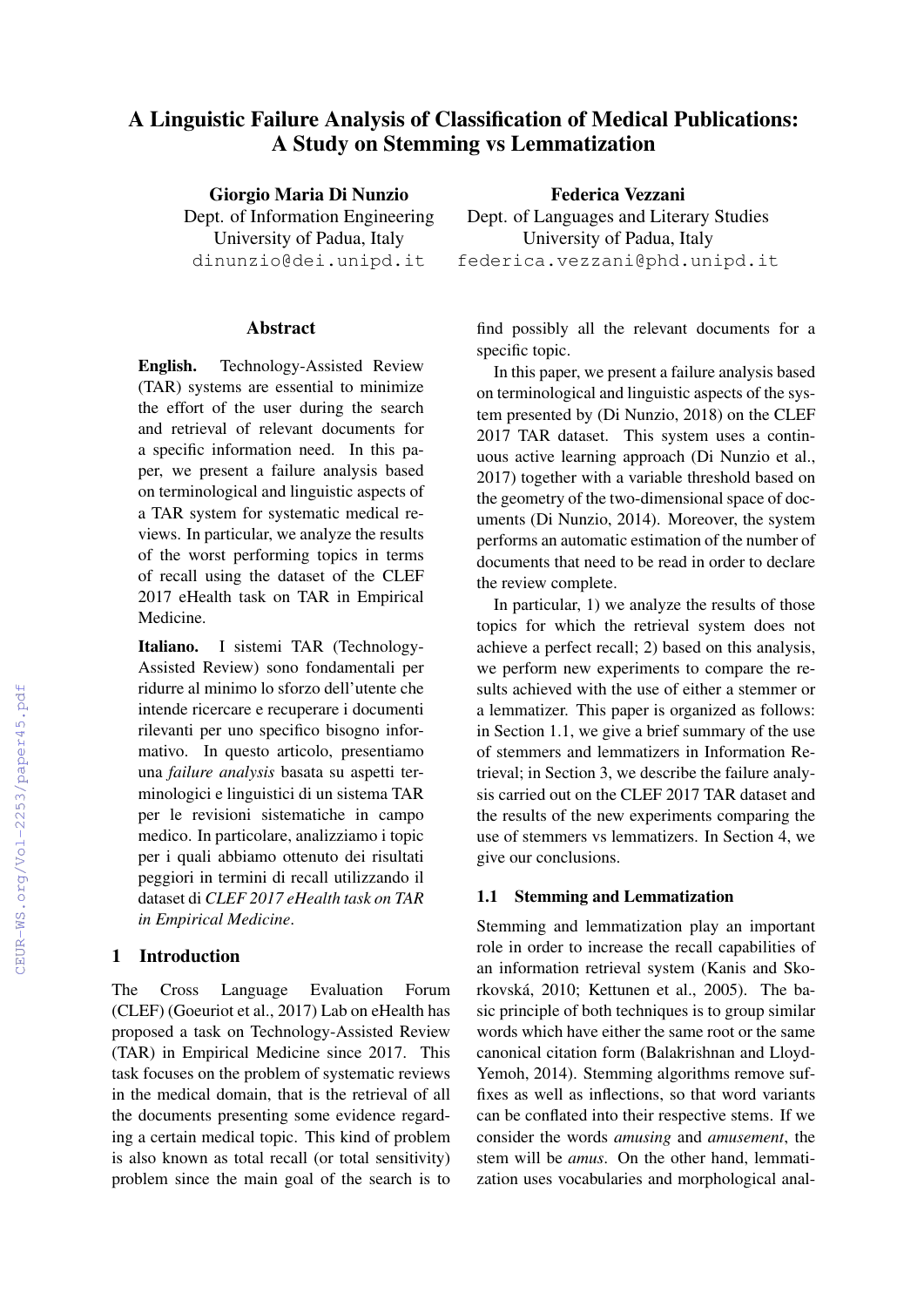# A Linguistic Failure Analysis of Classification of Medical Publications: A Study on Stemming vs Lemmatization

**Giorgio Maria Di Nunzio**
Dept. of Information Engineering
University of Padua, Italy
dinunzio@dei.unipd.it

**Federica Vezzani**
Dept. of Languages and Literary Studies
University of Padua, Italy
federica.vezzani@phd.unipd.it

## Abstract

**English.** Technology-Assisted Review (TAR) systems are essential to minimize the effort of the user during the search and retrieval of relevant documents for a specific information need. In this paper, we present a failure analysis based on terminological and linguistic aspects of a TAR system for systematic medical reviews. In particular, we analyze the results of the worst performing topics in terms of recall using the dataset of the CLEF 2017 eHealth task on TAR in Empirical Medicine.

**Italiano.** I sistemi TAR (Technology-Assisted Review) sono fondamentali per ridurre al minimo lo sforzo dell'utente che intende ricercare e recuperare i documenti rilevanti per uno specifico bisogno informativo. In questo articolo, presentiamo una *failure analysis* basata su aspetti terminologici e linguistici di un sistema TAR per le revisioni sistematiche in campo medico. In particolare, analizziamo i topic per i quali abbiamo ottenuto dei risultati peggiori in termini di recall utilizzando il dataset di *CLEF 2017 eHealth task on TAR in Empirical Medicine*.

## 1 Introduction

The Cross Language Evaluation Forum (CLEF) (Goeuriot et al., 2017) Lab on eHealth has proposed a task on Technology-Assisted Review (TAR) in Empirical Medicine since 2017. This task focuses on the problem of systematic reviews in the medical domain, that is the retrieval of all the documents presenting some evidence regarding a certain medical topic. This kind of problem is also known as total recall (or total sensitivity) problem since the main goal of the search is to find possibly all the relevant documents for a specific topic.

In this paper, we present a failure analysis based on terminological and linguistic aspects of the system presented by (Di Nunzio, 2018) on the CLEF 2017 TAR dataset. This system uses a continuous active learning approach (Di Nunzio et al., 2017) together with a variable threshold based on the geometry of the two-dimensional space of documents (Di Nunzio, 2014). Moreover, the system performs an automatic estimation of the number of documents that need to be read in order to declare the review complete.

In particular, 1) we analyze the results of those topics for which the retrieval system does not achieve a perfect recall; 2) based on this analysis, we perform new experiments to compare the results achieved with the use of either a stemmer or a lemmatizer. This paper is organized as follows: in Section 1.1, we give a brief summary of the use of stemmers and lemmatizers in Information Retrieval; in Section 3, we describe the failure analysis carried out on the CLEF 2017 TAR dataset and the results of the new experiments comparing the use of stemmers vs lemmatizers. In Section 4, we give our conclusions.

### 1.1 Stemming and Lemmatization

Stemming and lemmatization play an important role in order to increase the recall capabilities of an information retrieval system (Kanis and Skorkovská, 2010; Kettunen et al., 2005). The basic principle of both techniques is to group similar words which have either the same root or the same canonical citation form (Balakrishnan and Lloyd-Yemoh, 2014). Stemming algorithms remove suffixes as well as inflections, so that word variants can be conflated into their respective stems. If we consider the words *amusing* and *amusement*, the stem will be *amus*. On the other hand, lemmatization uses vocabularies and morphological anal-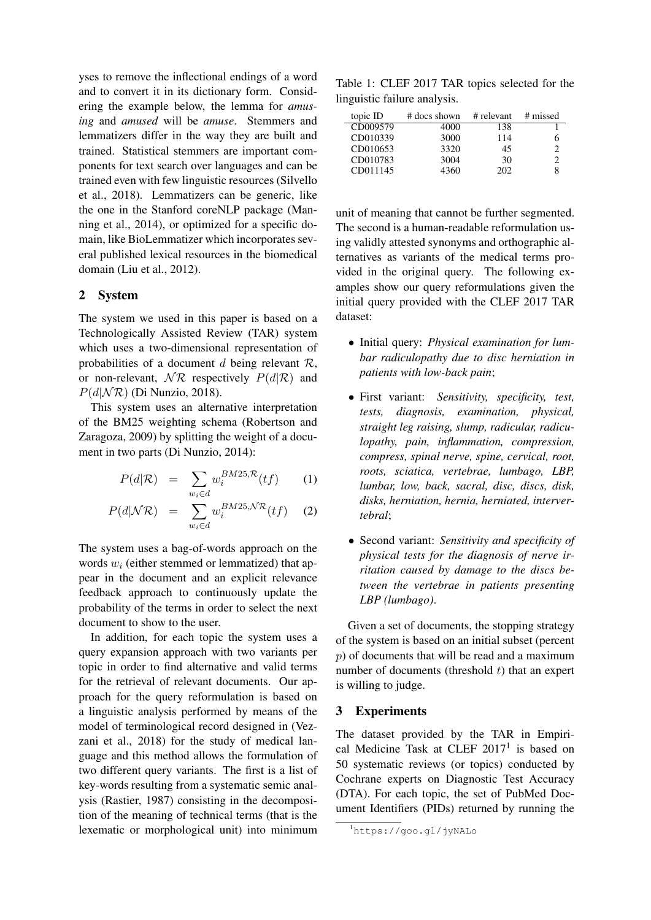yses to remove the inflectional endings of a word and to convert it in its dictionary form. Considering the example below, the lemma for *amusing* and *amused* will be *amuse*. Stemmers and lemmatizers differ in the way they are built and trained. Statistical stemmers are important components for text search over languages and can be trained even with few linguistic resources (Silvello et al., 2018). Lemmatizers can be generic, like the one in the Stanford coreNLP package (Manning et al., 2014), or optimized for a specific domain, like BioLemmatizer which incorporates several published lexical resources in the biomedical domain (Liu et al., 2012).

## 2 System

The system we used in this paper is based on a Technologically Assisted Review (TAR) system which uses a two-dimensional representation of probabilities of a document $d$ being relevant $\mathcal{R}$, or non-relevant, $\mathcal{NR}$ respectively $P(d|\mathcal{R})$ and $P(d|\mathcal{NR})$ (Di Nunzio, 2018).

This system uses an alternative interpretation of the BM25 weighting schema (Robertson and Zaragoza, 2009) by splitting the weight of a document in two parts (Di Nunzio, 2014):

$$P(d|\mathcal{R}) = \sum_{w_i \in d} w_i^{BM25,\mathcal{R}}(tf) \quad (1)$$

$$P(d|\mathcal{NR}) = \sum_{w_i \in d} w_i^{BM25,\mathcal{NR}}(tf) \quad (2)$$

The system uses a bag-of-words approach on the words $w_i$ (either stemmed or lemmatized) that appear in the document and an explicit relevance feedback approach to continuously update the probability of the terms in order to select the next document to show to the user.

In addition, for each topic the system uses a query expansion approach with two variants per topic in order to find alternative and valid terms for the retrieval of relevant documents. Our approach for the query reformulation is based on a linguistic analysis performed by means of the model of terminological record designed in (Vezzani et al., 2018) for the study of medical language and this method allows the formulation of two different query variants. The first is a list of key-words resulting from a systematic semic analysis (Rastier, 1987) consisting in the decomposition of the meaning of technical terms (that is the lexematic or morphological unit) into minimum unit of meaning that cannot be further segmented. The second is a human-readable reformulation using validly attested synonyms and orthographic alternatives as variants of the medical terms provided in the original query. The following examples show our query reformulations given the initial query provided with the CLEF 2017 TAR dataset:

Table 1: CLEF 2017 TAR topics selected for the linguistic failure analysis.

| topic ID | # docs shown | # relevant | # missed |
|---|---|---|---|
| CD009579 | 4000 | 138 | 1 |
| CD010339 | 3000 | 114 | 6 |
| CD010653 | 3320 | 45 | 2 |
| CD010783 | 3004 | 30 | 2 |
| CD011145 | 4360 | 202 | 8 |

- Initial query: *Physical examination for lumbar radiculopathy due to disc herniation in patients with low-back pain*;
- First variant: *Sensitivity, specificity, test, tests, diagnosis, examination, physical, straight leg raising, slump, radicular, radiculopathy, pain, inflammation, compression, compress, spinal nerve, spine, cervical, root, roots, sciatica, vertebrae, lumbago, LBP, lumbar, low, back, sacral, disc, discs, disk, disks, herniation, hernia, herniated, intervertebral*;
- Second variant: *Sensitivity and specificity of physical tests for the diagnosis of nerve irritation caused by damage to the discs between the vertebrae in patients presenting LBP (lumbago)*.

Given a set of documents, the stopping strategy of the system is based on an initial subset (percent $p$) of documents that will be read and a maximum number of documents (threshold $t$) that an expert is willing to judge.

## 3 Experiments

The dataset provided by the TAR in Empirical Medicine Task at CLEF 2017[1] is based on 50 systematic reviews (or topics) conducted by Cochrane experts on Diagnostic Test Accuracy (DTA). For each topic, the set of PubMed Document Identifiers (PIDs) returned by running the

[1] https://goo.gl/jyNALo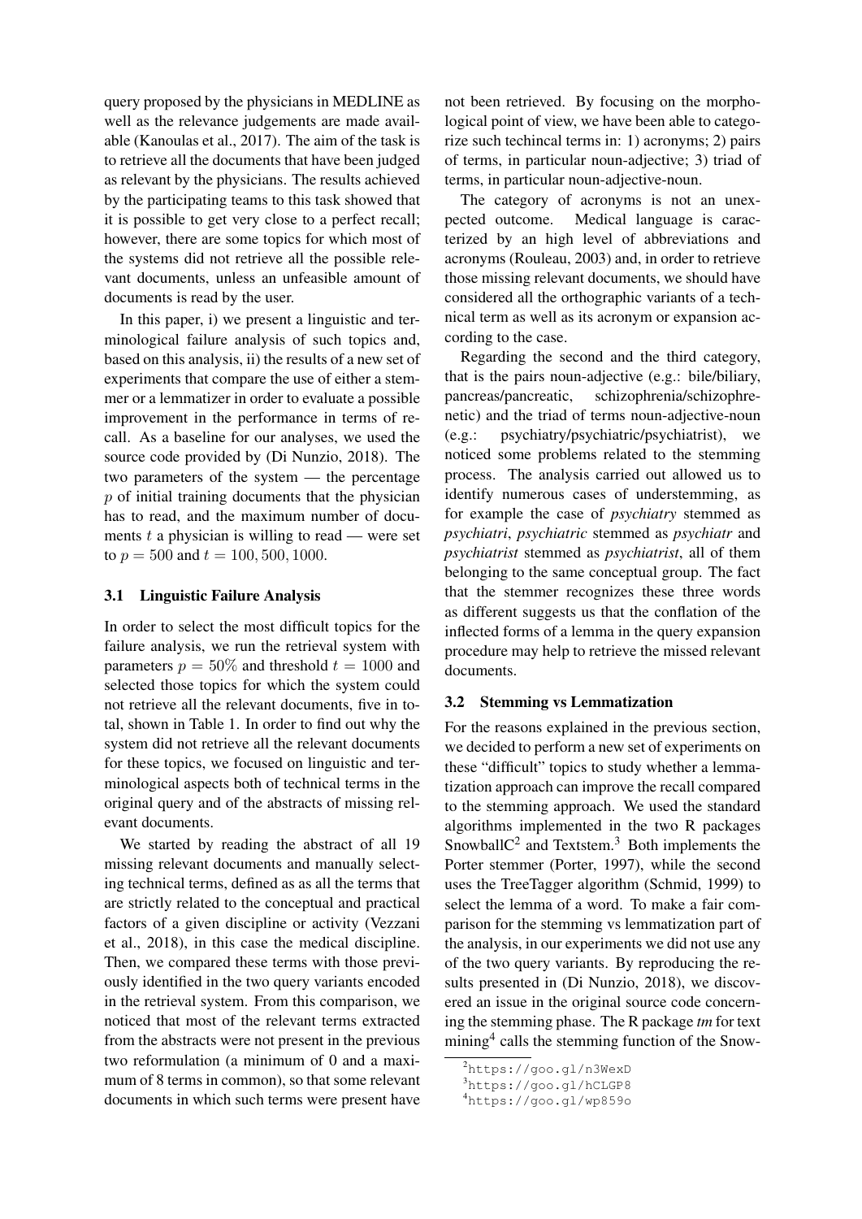query proposed by the physicians in MEDLINE as well as the relevance judgements are made available (Kanoulas et al., 2017). The aim of the task is to retrieve all the documents that have been judged as relevant by the physicians. The results achieved by the participating teams to this task showed that it is possible to get very close to a perfect recall; however, there are some topics for which most of the systems did not retrieve all the possible relevant documents, unless an unfeasible amount of documents is read by the user.

In this paper, i) we present a linguistic and terminological failure analysis of such topics and, based on this analysis, ii) the results of a new set of experiments that compare the use of either a stemmer or a lemmatizer in order to evaluate a possible improvement in the performance in terms of recall. As a baseline for our analyses, we used the source code provided by (Di Nunzio, 2018). The two parameters of the system — the percentage $p$ of initial training documents that the physician has to read, and the maximum number of documents $t$ a physician is willing to read — were set to $p = 500$ and $t = 100, 500, 1000$.

### 3.1 Linguistic Failure Analysis

In order to select the most difficult topics for the failure analysis, we run the retrieval system with parameters $p = 50\%$ and threshold $t = 1000$ and selected those topics for which the system could not retrieve all the relevant documents, five in total, shown in Table 1. In order to find out why the system did not retrieve all the relevant documents for these topics, we focused on linguistic and terminological aspects both of technical terms in the original query and of the abstracts of missing relevant documents.

We started by reading the abstract of all 19 missing relevant documents and manually selecting technical terms, defined as as all the terms that are strictly related to the conceptual and practical factors of a given discipline or activity (Vezzani et al., 2018), in this case the medical discipline. Then, we compared these terms with those previously identified in the two query variants encoded in the retrieval system. From this comparison, we noticed that most of the relevant terms extracted from the abstracts were not present in the previous two reformulation (a minimum of 0 and a maximum of 8 terms in common), so that some relevant documents in which such terms were present have not been retrieved. By focusing on the morphological point of view, we have been able to categorize such techincal terms in: 1) acronyms; 2) pairs of terms, in particular noun-adjective; 3) triad of terms, in particular noun-adjective-noun.

The category of acronyms is not an unexpected outcome. Medical language is caracterized by an high level of abbreviations and acronyms (Rouleau, 2003) and, in order to retrieve those missing relevant documents, we should have considered all the orthographic variants of a technical term as well as its acronym or expansion according to the case.

Regarding the second and the third category, that is the pairs noun-adjective (e.g.: bile/biliary, pancreas/pancreatic, schizophrenia/schizophrenetic) and the triad of terms noun-adjective-noun (e.g.: psychiatry/psychiatric/psychiatrist), we noticed some problems related to the stemming process. The analysis carried out allowed us to identify numerous cases of understemming, as for example the case of *psychiatry* stemmed as *psychiatri*, *psychiatric* stemmed as *psychiatr* and *psychiatrist* stemmed as *psychiatrist*, all of them belonging to the same conceptual group. The fact that the stemmer recognizes these three words as different suggests us that the conflation of the inflected forms of a lemma in the query expansion procedure may help to retrieve the missed relevant documents.

### 3.2 Stemming vs Lemmatization

For the reasons explained in the previous section, we decided to perform a new set of experiments on these "difficult" topics to study whether a lemmatization approach can improve the recall compared to the stemming approach. We used the standard algorithms implemented in the two R packages SnowballC[2] and Textstem.[3] Both implements the Porter stemmer (Porter, 1997), while the second uses the TreeTagger algorithm (Schmid, 1999) to select the lemma of a word. To make a fair comparison for the stemming vs lemmatization part of the analysis, in our experiments we did not use any of the two query variants. By reproducing the results presented in (Di Nunzio, 2018), we discovered an issue in the original source code concerning the stemming phase. The R package *tm* for text mining[4] calls the stemming function of the Snow-

[2] https://goo.gl/n3WexD

[3] https://goo.gl/hCLGP8

[4] https://goo.gl/wp859o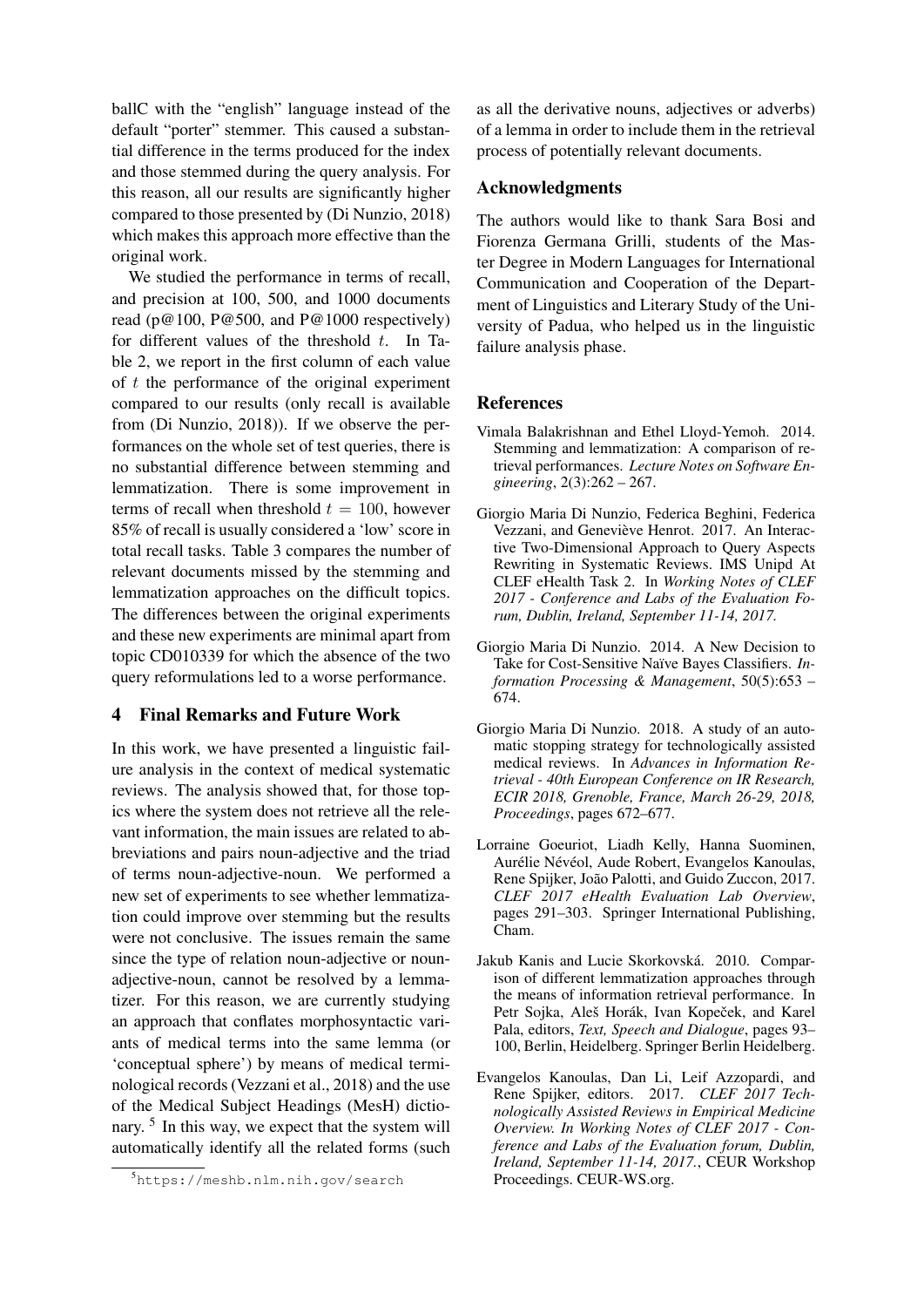ballC with the "english" language instead of the default "porter" stemmer. This caused a substantial difference in the terms produced for the index and those stemmed during the query analysis. For this reason, all our results are significantly higher compared to those presented by (Di Nunzio, 2018) which makes this approach more effective than the original work.

We studied the performance in terms of recall, and precision at 100, 500, and 1000 documents read (p@100, P@500, and P@1000 respectively) for different values of the threshold $t$. In Table 2, we report in the first column of each value of $t$ the performance of the original experiment compared to our results (only recall is available from (Di Nunzio, 2018)). If we observe the performances on the whole set of test queries, there is no substantial difference between stemming and lemmatization. There is some improvement in terms of recall when threshold $t = 100$, however 85% of recall is usually considered a 'low' score in total recall tasks. Table 3 compares the number of relevant documents missed by the stemming and lemmatization approaches on the difficult topics. The differences between the original experiments and these new experiments are minimal apart from topic CD010339 for which the absence of the two query reformulations led to a worse performance.

## 4 Final Remarks and Future Work

In this work, we have presented a linguistic failure analysis in the context of medical systematic reviews. The analysis showed that, for those topics where the system does not retrieve all the relevant information, the main issues are related to abbreviations and pairs noun-adjective and the triad of terms noun-adjective-noun. We performed a new set of experiments to see whether lemmatization could improve over stemming but the results were not conclusive. The issues remain the same since the type of relation noun-adjective or noun-adjective-noun, cannot be resolved by a lemmatizer. For this reason, we are currently studying an approach that conflates morphosyntactic variants of medical terms into the same lemma (or 'conceptual sphere') by means of medical terminological records (Vezzani et al., 2018) and the use of the Medical Subject Headings (MesH) dictionary. [5] In this way, we expect that the system will automatically identify all the related forms (such as all the derivative nouns, adjectives or adverbs) of a lemma in order to include them in the retrieval process of potentially relevant documents.

[5] https://meshb.nlm.nih.gov/search

## Acknowledgments

The authors would like to thank Sara Bosi and Fiorenza Germana Grilli, students of the Master Degree in Modern Languages for International Communication and Cooperation of the Department of Linguistics and Literary Study of the University of Padua, who helped us in the linguistic failure analysis phase.

## References

Vimala Balakrishnan and Ethel Lloyd-Yemoh. 2014. Stemming and lemmatization: A comparison of retrieval performances. *Lecture Notes on Software Engineering*, 2(3):262 – 267.

Giorgio Maria Di Nunzio, Federica Beghini, Federica Vezzani, and Geneviève Henrot. 2017. An Interactive Two-Dimensional Approach to Query Aspects Rewriting in Systematic Reviews. IMS Unipd At CLEF eHealth Task 2. In *Working Notes of CLEF 2017 - Conference and Labs of the Evaluation Forum, Dublin, Ireland, September 11-14, 2017.*

Giorgio Maria Di Nunzio. 2014. A New Decision to Take for Cost-Sensitive Naïve Bayes Classifiers. *Information Processing & Management*, 50(5):653 – 674.

Giorgio Maria Di Nunzio. 2018. A study of an automatic stopping strategy for technologically assisted medical reviews. In *Advances in Information Retrieval - 40th European Conference on IR Research, ECIR 2018, Grenoble, France, March 26-29, 2018, Proceedings*, pages 672–677.

Lorraine Goeuriot, Liadh Kelly, Hanna Suominen, Aurélie Névéol, Aude Robert, Evangelos Kanoulas, Rene Spijker, João Palotti, and Guido Zuccon, 2017. *CLEF 2017 eHealth Evaluation Lab Overview*, pages 291–303. Springer International Publishing, Cham.

Jakub Kanis and Lucie Skorkovská. 2010. Comparison of different lemmatization approaches through the means of information retrieval performance. In Petr Sojka, Aleš Horák, Ivan Kopeček, and Karel Pala, editors, *Text, Speech and Dialogue*, pages 93–100, Berlin, Heidelberg. Springer Berlin Heidelberg.

Evangelos Kanoulas, Dan Li, Leif Azzopardi, and Rene Spijker, editors. 2017. *CLEF 2017 Technologically Assisted Reviews in Empirical Medicine Overview. In Working Notes of CLEF 2017 - Conference and Labs of the Evaluation forum, Dublin, Ireland, September 11-14, 2017.*, CEUR Workshop Proceedings. CEUR-WS.org.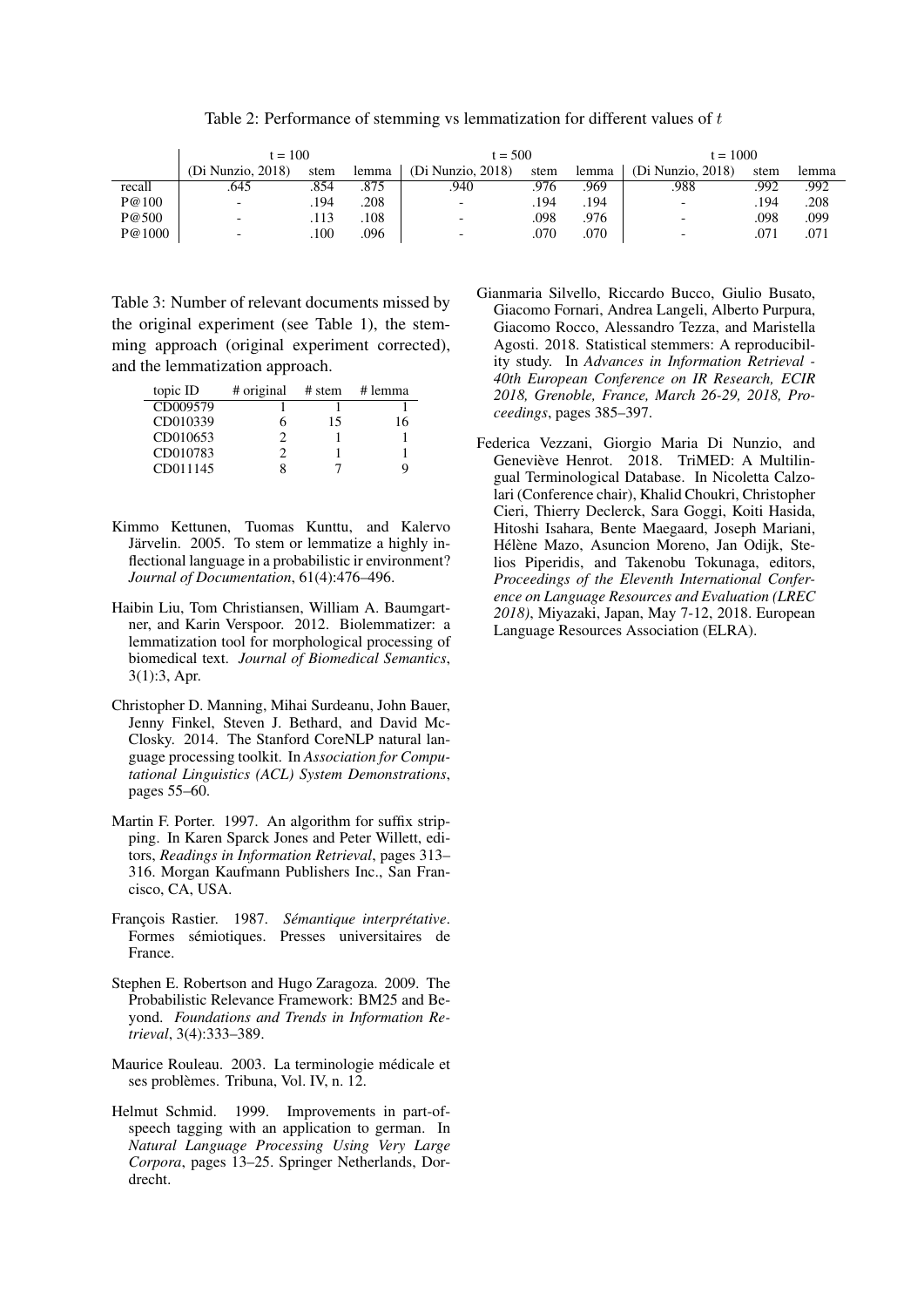Table 2: Performance of stemming vs lemmatization for different values of $t$

| | t = 100 | | | t = 500 | | | t = 1000 | | |
|---|---|---|---|---|---|---|---|---|---|
| | (Di Nunzio, 2018) | stem | lemma | (Di Nunzio, 2018) | stem | lemma | (Di Nunzio, 2018) | stem | lemma |
| recall | .645 | .854 | .875 | .940 | .976 | .969 | .988 | .992 | .992 |
| P@100 | - | .194 | .208 | - | .194 | .194 | - | .194 | .208 |
| P@500 | - | .113 | .108 | - | .098 | .976 | - | .098 | .099 |
| P@1000 | - | .100 | .096 | - | .070 | .070 | - | .071 | .071 |

Table 3: Number of relevant documents missed by the original experiment (see Table 1), the stemming approach (original experiment corrected), and the lemmatization approach.

| topic ID | # original | # stem | # lemma |
|---|---|---|---|
| CD009579 | 1 | 1 | 1 |
| CD010339 | 6 | 15 | 16 |
| CD010653 | 2 | 1 | 1 |
| CD010783 | 2 | 1 | 1 |
| CD011145 | 8 | 7 | 9 |

Kimmo Kettunen, Tuomas Kunttu, and Kalervo Järvelin. 2005. To stem or lemmatize a highly inflectional language in a probabilistic ir environment? *Journal of Documentation*, 61(4):476–496.

Haibin Liu, Tom Christiansen, William A. Baumgartner, and Karin Verspoor. 2012. Biolemmatizer: a lemmatization tool for morphological processing of biomedical text. *Journal of Biomedical Semantics*, 3(1):3, Apr.

Christopher D. Manning, Mihai Surdeanu, John Bauer, Jenny Finkel, Steven J. Bethard, and David McClosky. 2014. The Stanford CoreNLP natural language processing toolkit. In *Association for Computational Linguistics (ACL) System Demonstrations*, pages 55–60.

Martin F. Porter. 1997. An algorithm for suffix stripping. In Karen Sparck Jones and Peter Willett, editors, *Readings in Information Retrieval*, pages 313–316. Morgan Kaufmann Publishers Inc., San Francisco, CA, USA.

François Rastier. 1987. *Sémantique interprétative*. Formes sémiotiques. Presses universitaires de France.

Stephen E. Robertson and Hugo Zaragoza. 2009. The Probabilistic Relevance Framework: BM25 and Beyond. *Foundations and Trends in Information Retrieval*, 3(4):333–389.

Maurice Rouleau. 2003. La terminologie médicale et ses problèmes. Tribuna, Vol. IV, n. 12.

Helmut Schmid. 1999. Improvements in part-of-speech tagging with an application to german. In *Natural Language Processing Using Very Large Corpora*, pages 13–25. Springer Netherlands, Dordrecht.

Gianmaria Silvello, Riccardo Bucco, Giulio Busato, Giacomo Fornari, Andrea Langeli, Alberto Purpura, Giacomo Rocco, Alessandro Tezza, and Maristella Agosti. 2018. Statistical stemmers: A reproducibility study. In *Advances in Information Retrieval - 40th European Conference on IR Research, ECIR 2018, Grenoble, France, March 26-29, 2018, Proceedings*, pages 385–397.

Federica Vezzani, Giorgio Maria Di Nunzio, and Geneviève Henrot. 2018. TriMED: A Multilingual Terminological Database. In Nicoletta Calzolari (Conference chair), Khalid Choukri, Christopher Cieri, Thierry Declerck, Sara Goggi, Koiti Hasida, Hitoshi Isahara, Bente Maegaard, Joseph Mariani, Hélène Mazo, Asuncion Moreno, Jan Odijk, Stelios Piperidis, and Takenobu Tokunaga, editors, *Proceedings of the Eleventh International Conference on Language Resources and Evaluation (LREC 2018)*, Miyazaki, Japan, May 7-12, 2018. European Language Resources Association (ELRA).